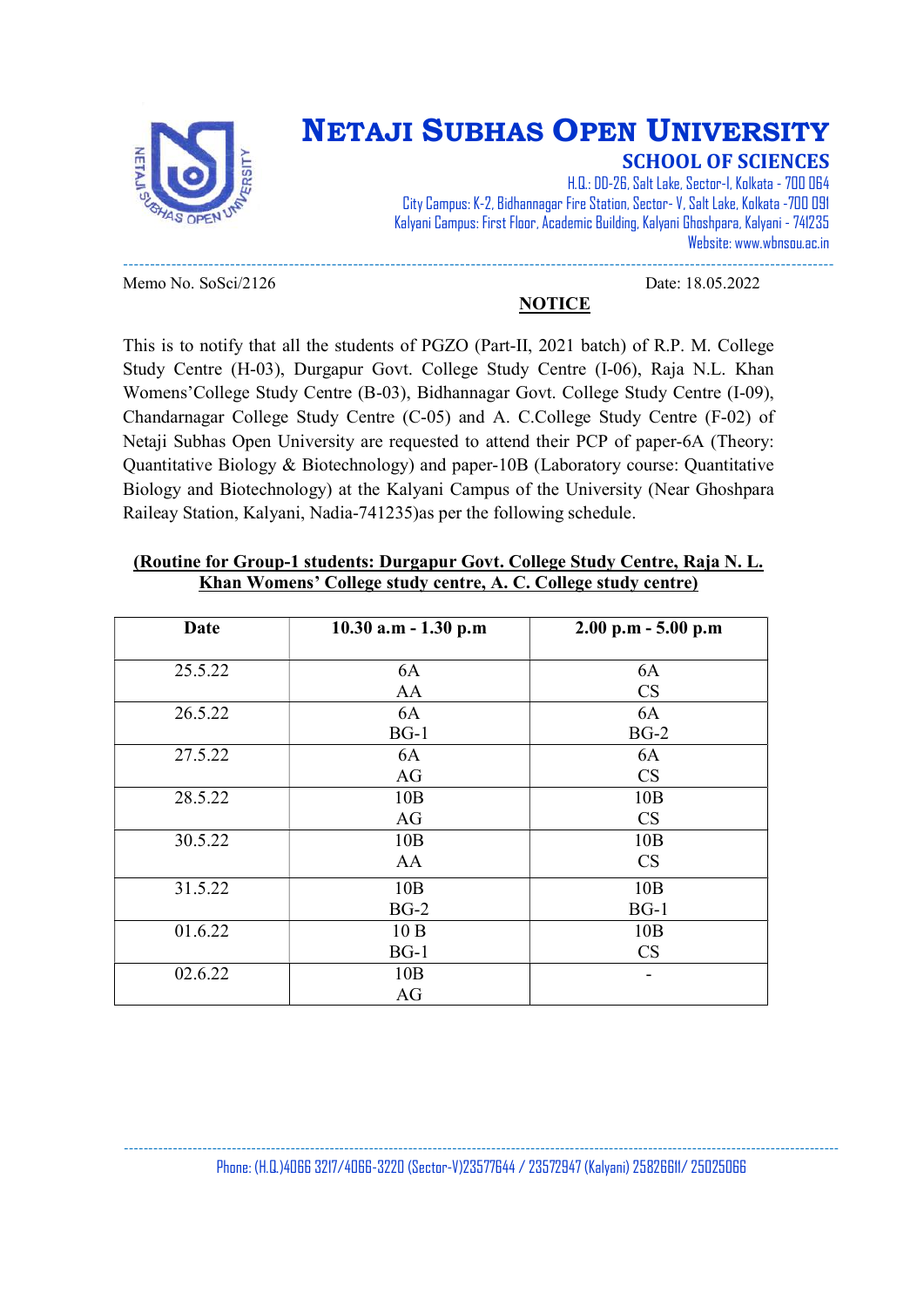# NETAJI SUBHAS OPEN UNIVERSITY

## SCHOOL OF SCIENCES

H.Q.: DD-26, Salt Lake, Sector-I, Kolkata - 700 064
City Campus: K-2, Bidhannagar Fire Station, Sector- V, Salt Lake, Kolkata -700 091
Kalyani Campus: First Floor, Academic Building, Kalyani Ghoshpara, Kalyani - 741235
Website: www.wbnsou.ac.in

Memo No. SoSci/2126 Date: 18.05.2022

**NOTICE**

This is to notify that all the students of PGZO (Part-II, 2021 batch) of R.P. M. College Study Centre (H-03), Durgapur Govt. College Study Centre (I-06), Raja N.L. Khan Womens'College Study Centre (B-03), Bidhannagar Govt. College Study Centre (I-09), Chandarnagar College Study Centre (C-05) and A. C.College Study Centre (F-02) of Netaji Subhas Open University are requested to attend their PCP of paper-6A (Theory: Quantitative Biology & Biotechnology) and paper-10B (Laboratory course: Quantitative Biology and Biotechnology) at the Kalyani Campus of the University (Near Ghoshpara Raileay Station, Kalyani, Nadia-741235)as per the following schedule.

**(Routine for Group-1 students: Durgapur Govt. College Study Centre, Raja N. L. Khan Womens' College study centre, A. C. College study centre)**

| Date | 10.30 a.m - 1.30 p.m | 2.00 p.m - 5.00 p.m |
|---|---|---|
| 25.5.22 | 6A<br>AA | 6A<br>CS |
| 26.5.22 | 6A<br>BG-1 | 6A<br>BG-2 |
| 27.5.22 | 6A<br>AG | 6A<br>CS |
| 28.5.22 | 10B<br>AG | 10B<br>CS |
| 30.5.22 | 10B<br>AA | 10B<br>CS |
| 31.5.22 | 10B<br>BG-2 | 10B<br>BG-1 |
| 01.6.22 | 10 B<br>BG-1 | 10B<br>CS |
| 02.6.22 | 10B<br>AG | - |

Phone: (H.Q.)4066 3217/4066-3220 (Sector-V)23577644 / 23572947 (Kalyani) 25826611/ 25025066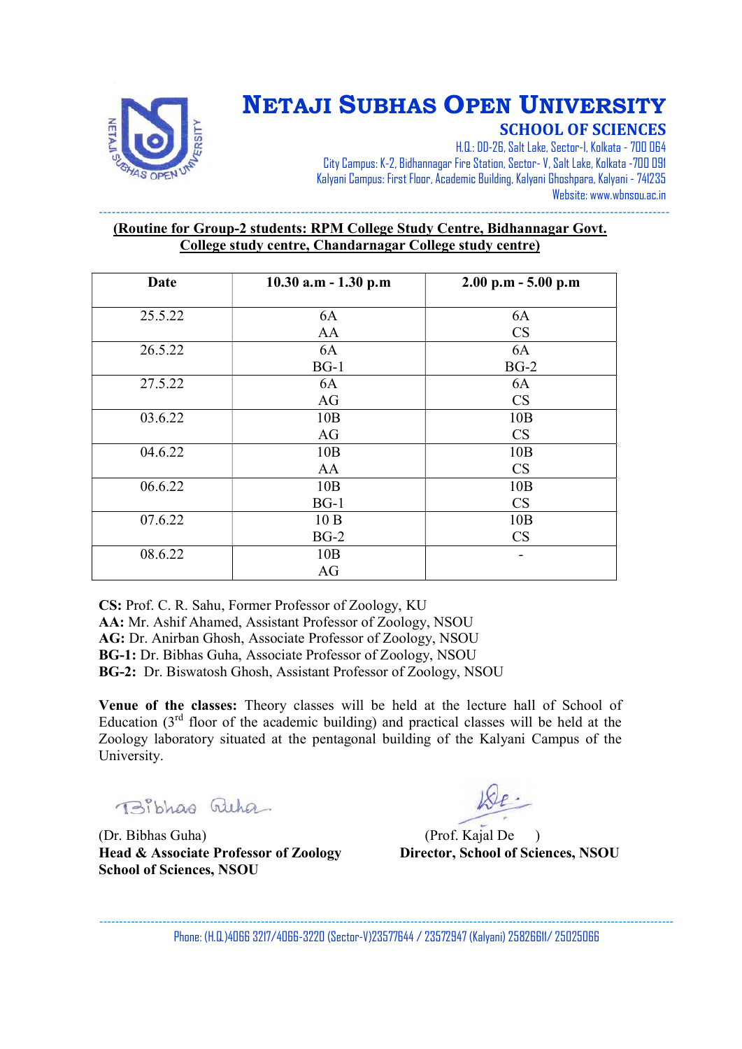# NETAJI SUBHAS OPEN UNIVERSITY

## SCHOOL OF SCIENCES

H.Q.: DD-26, Salt Lake, Sector-I, Kolkata - 700 064
City Campus: K-2, Bidhannagar Fire Station, Sector- V, Salt Lake, Kolkata -700 091
Kalyani Campus: First Floor, Academic Building, Kalyani Ghoshpara, Kalyani - 741235
Website: www.wbnsou.ac.in

**(Routine for Group-2 students: RPM College Study Centre, Bidhannagar Govt. College study centre, Chandarnagar College study centre)**

| Date | 10.30 a.m - 1.30 p.m | 2.00 p.m - 5.00 p.m |
|---|---|---|
| 25.5.22 | 6A<br>AA | 6A<br>CS |
| 26.5.22 | 6A<br>BG-1 | 6A<br>BG-2 |
| 27.5.22 | 6A<br>AG | 6A<br>CS |
| 03.6.22 | 10B<br>AG | 10B<br>CS |
| 04.6.22 | 10B<br>AA | 10B<br>CS |
| 06.6.22 | 10B<br>BG-1 | 10B<br>CS |
| 07.6.22 | 10 B<br>BG-2 | 10B<br>CS |
| 08.6.22 | 10B<br>AG | - |

**CS:** Prof. C. R. Sahu, Former Professor of Zoology, KU
**AA:** Mr. Ashif Ahamed, Assistant Professor of Zoology, NSOU
**AG:** Dr. Anirban Ghosh, Associate Professor of Zoology, NSOU
**BG-1:** Dr. Bibhas Guha, Associate Professor of Zoology, NSOU
**BG-2:** Dr. Biswatosh Ghosh, Assistant Professor of Zoology, NSOU

**Venue of the classes:** Theory classes will be held at the lecture hall of School of Education (3rd floor of the academic building) and practical classes will be held at the Zoology laboratory situated at the pentagonal building of the Kalyani Campus of the University.

Bibhas Guha

(Dr. Bibhas Guha)
**Head & Associate Professor of Zoology**
**School of Sciences, NSOU**

(Prof. Kajal De )
**Director, School of Sciences, NSOU**

Phone: (H.Q.)4066 3217/4066-3220 (Sector-V)23577644 / 23572947 (Kalyani) 25826611/ 25025066